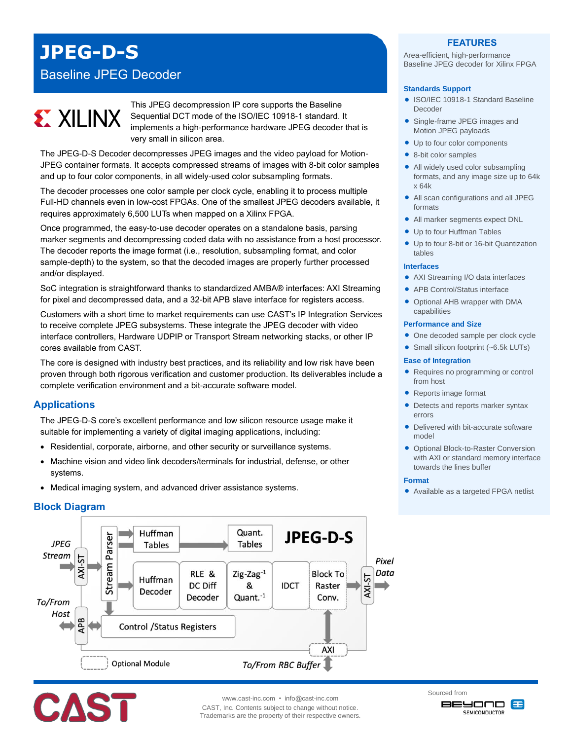# JPEG-D-S

## Baseline JPEG Decoder

This JPEG decompression IP core supports the Baseline Sequential DCT mode of the ISO/IEC 10918-1 standard. It implements a high-performance hardware JPEG decoder that is very small in silicon area.

The JPEG-D-S Decoder decompresses JPEG images and the video payload for Motion-JPEG container formats. It accepts compressed streams of images with 8-bit color samples and up to four color components, in all widely-used color subsampling formats.

The decoder processes one color sample per clock cycle, enabling it to process multiple Full-HD channels even in low-cost FPGAs. One of the smallest JPEG decoders available, it requires approximately 6,500 LUTs when mapped on a Xilinx FPGA.

Once programmed, the easy-to-use decoder operates on a standalone basis, parsing marker segments and decompressing coded data with no assistance from a host processor. The decoder reports the image format (i.e., resolution, subsampling format, and color sample-depth) to the system, so that the decoded images are properly further processed and/or displayed.

SoC integration is straightforward thanks to standardized AMBA® interfaces: AXI Streaming for pixel and decompressed data, and a 32-bit APB slave interface for registers access.

Customers with a short time to market requirements can use CAST's IP Integration Services to receive complete JPEG subsystems. These integrate the JPEG decoder with video interface controllers, Hardware UDPIP or Transport Stream networking stacks, or other IP cores available from CAST.

The core is designed with industry best practices, and its reliability and low risk have been proven through both rigorous verification and customer production. Its deliverables include a complete verification environment and a bit-accurate software model.

## Applications

The JPEG-D-S core's excellent performance and low silicon resource usage make it suitable for implementing a variety of digital imaging applications, including:

- Residential, corporate, airborne, and other security or surveillance systems.
- Machine vision and video link decoders/terminals for industrial, defense, or other systems.
- Medical imaging system, and advanced driver assistance systems.

## Block Diagram

JPEG Stream → AXI-ST → Stream Parser → Huffman Tables, Quant. Tables; Huffman Decoder → RLE & DC Diff Decoder → Zig-Zag[-1] & Quant.[-1] → IDCT → Block To Raster Conv. → AXI-ST → Pixel Data

To/From Host ↔ APB ↔ Control /Status Registers

AXI ↔ To/From RBC Buffer

Optional Module

## FEATURES

Area-efficient, high-performance Baseline JPEG decoder for Xilinx FPGA

### Standards Support

- ISO/IEC 10918-1 Standard Baseline Decoder
- Single-frame JPEG images and Motion JPEG payloads
- Up to four color components
- 8-bit color samples
- All widely used color subsampling formats, and any image size up to 64k x 64k
- All scan configurations and all JPEG formats
- All marker segments expect DNL
- Up to four Huffman Tables
- Up to four 8-bit or 16-bit Quantization tables

### Interfaces

- AXI Streaming I/O data interfaces
- APB Control/Status interface
- Optional AHB wrapper with DMA capabilities

### Performance and Size

- One decoded sample per clock cycle
- Small silicon footprint (~6.5k LUTs)

### Ease of Integration

- Requires no programming or control from host
- Reports image format
- Detects and reports marker syntax errors
- Delivered with bit-accurate software model
- Optional Block-to-Raster Conversion with AXI or standard memory interface towards the lines buffer

### Format

- Available as a targeted FPGA netlist

www.cast-inc.com • info@cast-inc.com
CAST, Inc. Contents subject to change without notice.
Trademarks are the property of their respective owners.

Sourced from BEYOND SEMICONDUCTOR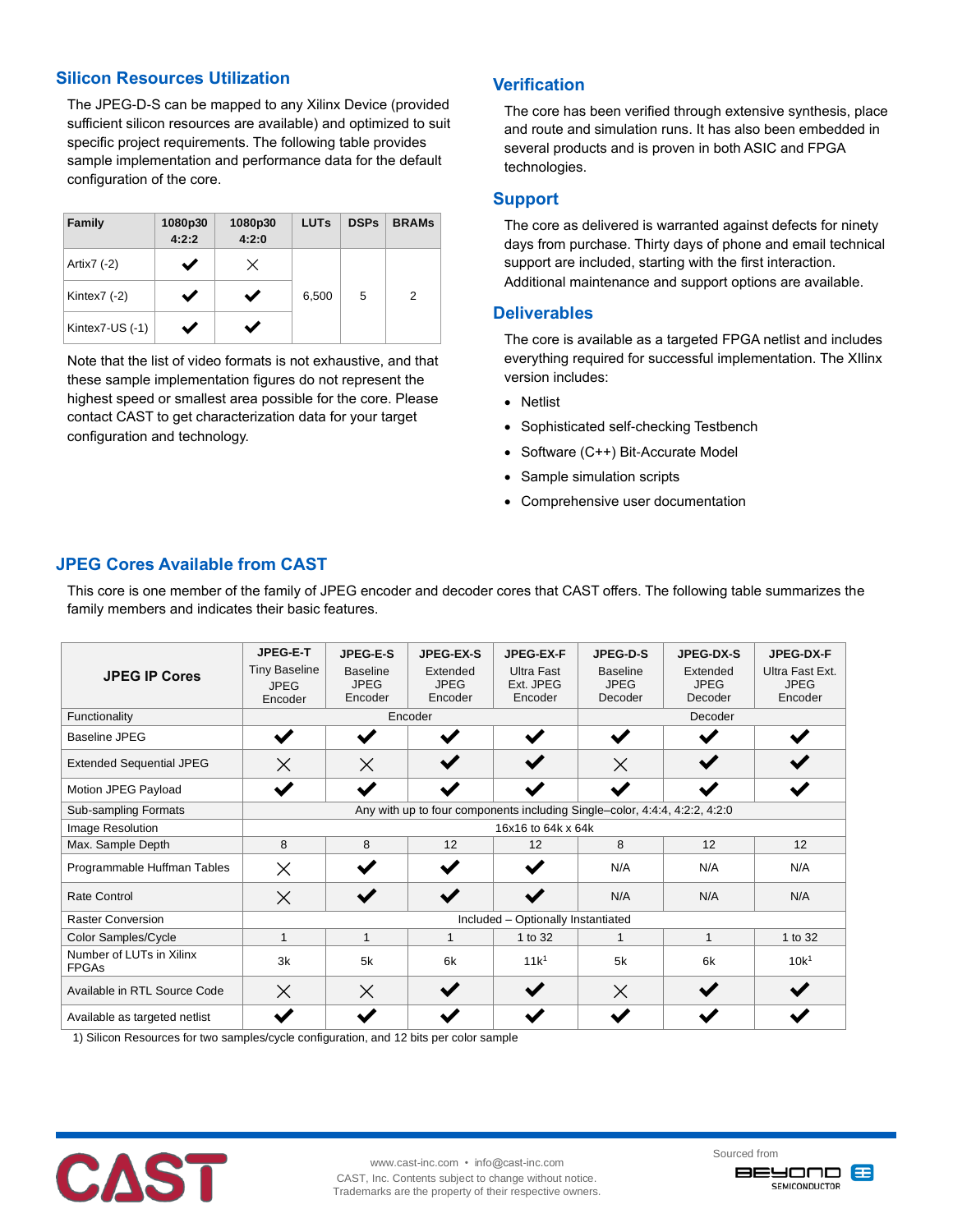## Silicon Resources Utilization

The JPEG-D-S can be mapped to any Xilinx Device (provided sufficient silicon resources are available) and optimized to suit specific project requirements. The following table provides sample implementation and performance data for the default configuration of the core.

| Family | 1080p30 4:2:2 | 1080p30 4:2:0 | LUTs | DSPs | BRAMs |
|---|---|---|---|---|---|
| Artix7 (-2) | ✔ | ✕ | 6,500 | 5 | 2 |
| Kintex7 (-2) | ✔ | ✔ | | | |
| Kintex7-US (-1) | ✔ | ✔ | | | |

Note that the list of video formats is not exhaustive, and that these sample implementation figures do not represent the highest speed or smallest area possible for the core. Please contact CAST to get characterization data for your target configuration and technology.

## Verification

The core has been verified through extensive synthesis, place and route and simulation runs. It has also been embedded in several products and is proven in both ASIC and FPGA technologies.

## Support

The core as delivered is warranted against defects for ninety days from purchase. Thirty days of phone and email technical support are included, starting with the first interaction. Additional maintenance and support options are available.

## Deliverables

The core is available as a targeted FPGA netlist and includes everything required for successful implementation. The XIlinx version includes:

- Netlist
- Sophisticated self-checking Testbench
- Software (C++) Bit-Accurate Model
- Sample simulation scripts
- Comprehensive user documentation

## JPEG Cores Available from CAST

This core is one member of the family of JPEG encoder and decoder cores that CAST offers. The following table summarizes the family members and indicates their basic features.

| JPEG IP Cores | JPEG-E-T Tiny Baseline JPEG Encoder | JPEG-E-S Baseline JPEG Encoder | JPEG-EX-S Extended JPEG Encoder | JPEG-EX-F Ultra Fast Ext. JPEG Encoder | JPEG-D-S Baseline JPEG Decoder | JPEG-DX-S Extended JPEG Decoder | JPEG-DX-F Ultra Fast Ext. JPEG Encoder |
|---|---|---|---|---|---|---|---|
| Functionality | Encoder | | | | Decoder | | |
| Baseline JPEG | ✔ | ✔ | ✔ | ✔ | ✔ | ✔ | ✔ |
| Extended Sequential JPEG | ✕ | ✕ | ✔ | ✔ | ✕ | ✔ | ✔ |
| Motion JPEG Payload | ✔ | ✔ | ✔ | ✔ | ✔ | ✔ | ✔ |
| Sub-sampling Formats | Any with up to four components including Single–color, 4:4:4, 4:2:2, 4:2:0 | | | | | | |
| Image Resolution | 16x16 to 64k x 64k | | | | | | |
| Max. Sample Depth | 8 | 8 | 12 | 12 | 8 | 12 | 12 |
| Programmable Huffman Tables | ✕ | ✔ | ✔ | ✔ | N/A | N/A | N/A |
| Rate Control | ✕ | ✔ | ✔ | ✔ | N/A | N/A | N/A |
| Raster Conversion | Included – Optionally Instantiated | | | | | | |
| Color Samples/Cycle | 1 | 1 | 1 | 1 to 32 | 1 | 1 | 1 to 32 |
| Number of LUTs in Xilinx FPGAs | 3k | 5k | 6k | 11k[1] | 5k | 6k | 10k[1] |
| Available in RTL Source Code | ✕ | ✕ | ✔ | ✔ | ✕ | ✔ | ✔ |
| Available as targeted netlist | ✔ | ✔ | ✔ | ✔ | ✔ | ✔ | ✔ |

1) Silicon Resources for two samples/cycle configuration, and 12 bits per color sample

www.cast-inc.com • info@cast-inc.com
CAST, Inc. Contents subject to change without notice.
Trademarks are the property of their respective owners.

Sourced from BEYOND SEMICONDUCTOR